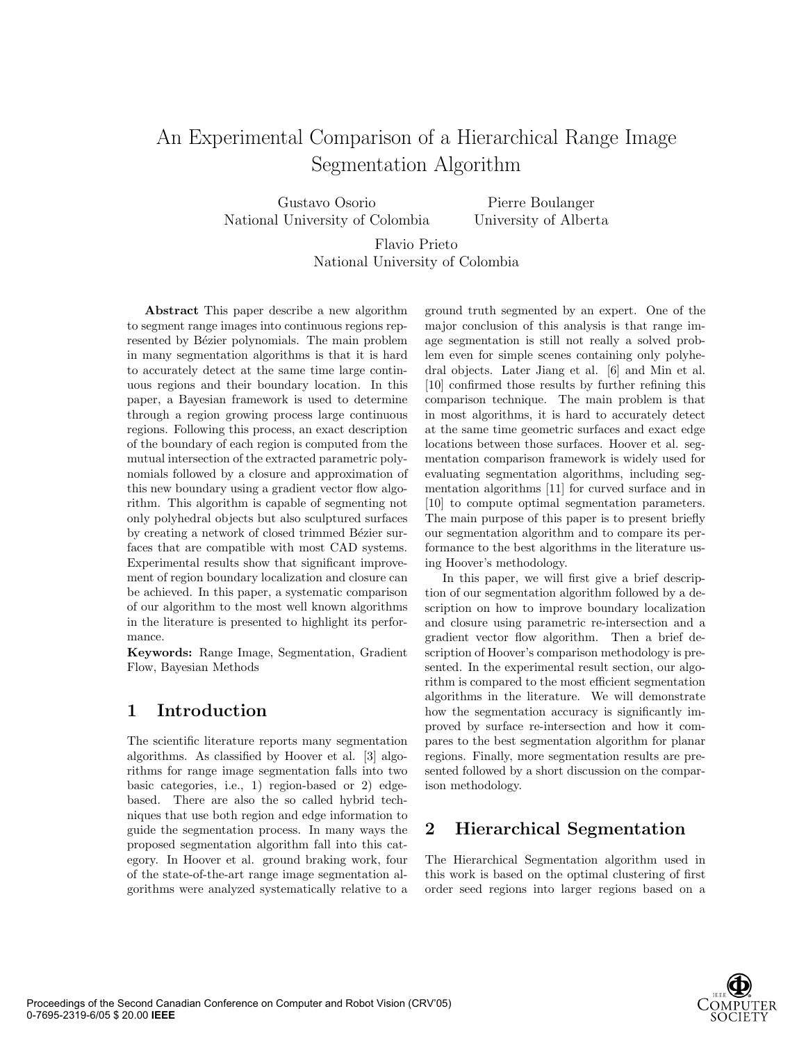# An Experimental Comparison of a Hierarchical Range Image Segmentation Algorithm

Gustavo Osorio
National University of Colombia

Pierre Boulanger
University of Alberta

Flavio Prieto
National University of Colombia

**Abstract** This paper describe a new algorithm to segment range images into continuous regions represented by Bézier polynomials. The main problem in many segmentation algorithms is that it is hard to accurately detect at the same time large continuous regions and their boundary location. In this paper, a Bayesian framework is used to determine through a region growing process large continuous regions. Following this process, an exact description of the boundary of each region is computed from the mutual intersection of the extracted parametric polynomials followed by a closure and approximation of this new boundary using a gradient vector flow algorithm. This algorithm is capable of segmenting not only polyhedral objects but also sculptured surfaces by creating a network of closed trimmed Bézier surfaces that are compatible with most CAD systems. Experimental results show that significant improvement of region boundary localization and closure can be achieved. In this paper, a systematic comparison of our algorithm to the most well known algorithms in the literature is presented to highlight its performance.

**Keywords:** Range Image, Segmentation, Gradient Flow, Bayesian Methods

## 1 Introduction

The scientific literature reports many segmentation algorithms. As classified by Hoover et al. [3] algorithms for range image segmentation falls into two basic categories, i.e., 1) region-based or 2) edge-based. There are also the so called hybrid techniques that use both region and edge information to guide the segmentation process. In many ways the proposed segmentation algorithm fall into this category. In Hoover et al. ground braking work, four of the state-of-the-art range image segmentation algorithms were analyzed systematically relative to a ground truth segmented by an expert. One of the major conclusion of this analysis is that range image segmentation is still not really a solved problem even for simple scenes containing only polyhedral objects. Later Jiang et al. [6] and Min et al. [10] confirmed those results by further refining this comparison technique. The main problem is that in most algorithms, it is hard to accurately detect at the same time geometric surfaces and exact edge locations between those surfaces. Hoover et al. segmentation comparison framework is widely used for evaluating segmentation algorithms, including segmentation algorithms [11] for curved surface and in [10] to compute optimal segmentation parameters. The main purpose of this paper is to present briefly our segmentation algorithm and to compare its performance to the best algorithms in the literature using Hoover's methodology.

In this paper, we will first give a brief description of our segmentation algorithm followed by a description on how to improve boundary localization and closure using parametric re-intersection and a gradient vector flow algorithm. Then a brief description of Hoover's comparison methodology is presented. In the experimental result section, our algorithm is compared to the most efficient segmentation algorithms in the literature. We will demonstrate how the segmentation accuracy is significantly improved by surface re-intersection and how it compares to the best segmentation algorithm for planar regions. Finally, more segmentation results are presented followed by a short discussion on the comparison methodology.

## 2 Hierarchical Segmentation

The Hierarchical Segmentation algorithm used in this work is based on the optimal clustering of first order seed regions into larger regions based on a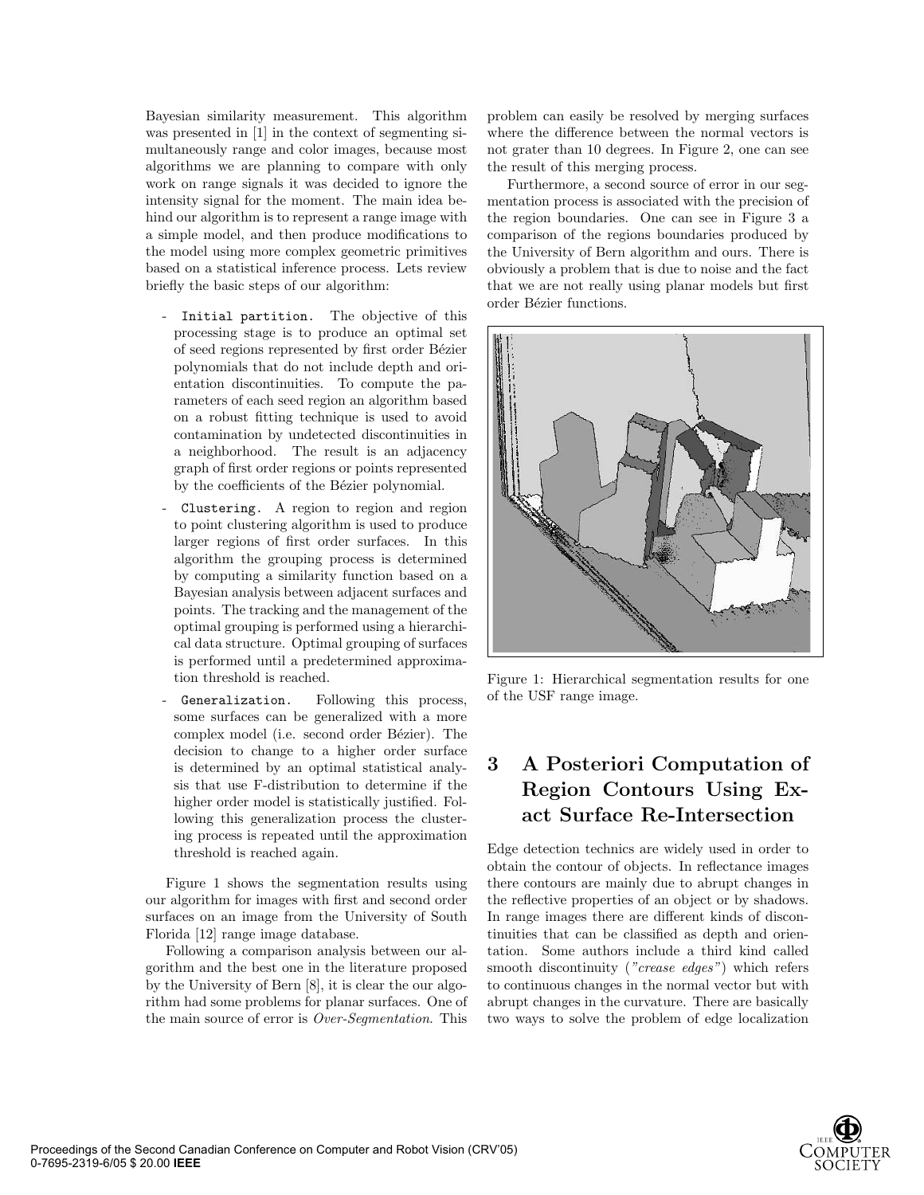Bayesian similarity measurement. This algorithm was presented in [1] in the context of segmenting simultaneously range and color images, because most algorithms we are planning to compare with only work on range signals it was decided to ignore the intensity signal for the moment. The main idea behind our algorithm is to represent a range image with a simple model, and then produce modifications to the model using more complex geometric primitives based on a statistical inference process. Lets review briefly the basic steps of our algorithm:

- `Initial partition.` The objective of this processing stage is to produce an optimal set of seed regions represented by first order Bézier polynomials that do not include depth and orientation discontinuities. To compute the parameters of each seed region an algorithm based on a robust fitting technique is used to avoid contamination by undetected discontinuities in a neighborhood. The result is an adjacency graph of first order regions or points represented by the coefficients of the Bézier polynomial.
- `Clustering.` A region to region and region to point clustering algorithm is used to produce larger regions of first order surfaces. In this algorithm the grouping process is determined by computing a similarity function based on a Bayesian analysis between adjacent surfaces and points. The tracking and the management of the optimal grouping is performed using a hierarchical data structure. Optimal grouping of surfaces is performed until a predetermined approximation threshold is reached.
- `Generalization.` Following this process, some surfaces can be generalized with a more complex model (i.e. second order Bézier). The decision to change to a higher order surface is determined by an optimal statistical analysis that use F-distribution to determine if the higher order model is statistically justified. Following this generalization process the clustering process is repeated until the approximation threshold is reached again.

Figure 1 shows the segmentation results using our algorithm for images with first and second order surfaces on an image from the University of South Florida [12] range image database.

Following a comparison analysis between our algorithm and the best one in the literature proposed by the University of Bern [8], it is clear the our algorithm had some problems for planar surfaces. One of the main source of error is *Over-Segmentation*. This problem can easily be resolved by merging surfaces where the difference between the normal vectors is not grater than 10 degrees. In Figure 2, one can see the result of this merging process.

Furthermore, a second source of error in our segmentation process is associated with the precision of the region boundaries. One can see in Figure 3 a comparison of the regions boundaries produced by the University of Bern algorithm and ours. There is obviously a problem that is due to noise and the fact that we are not really using planar models but first order Bézier functions.

Figure 1: Hierarchical segmentation results for one of the USF range image.

## 3 A Posteriori Computation of Region Contours Using Exact Surface Re-Intersection

Edge detection technics are widely used in order to obtain the contour of objects. In reflectance images there contours are mainly due to abrupt changes in the reflective properties of an object or by shadows. In range images there are different kinds of discontinuities that can be classified as depth and orientation. Some authors include a third kind called smooth discontinuity (*"crease edges"*) which refers to continuous changes in the normal vector but with abrupt changes in the curvature. There are basically two ways to solve the problem of edge localization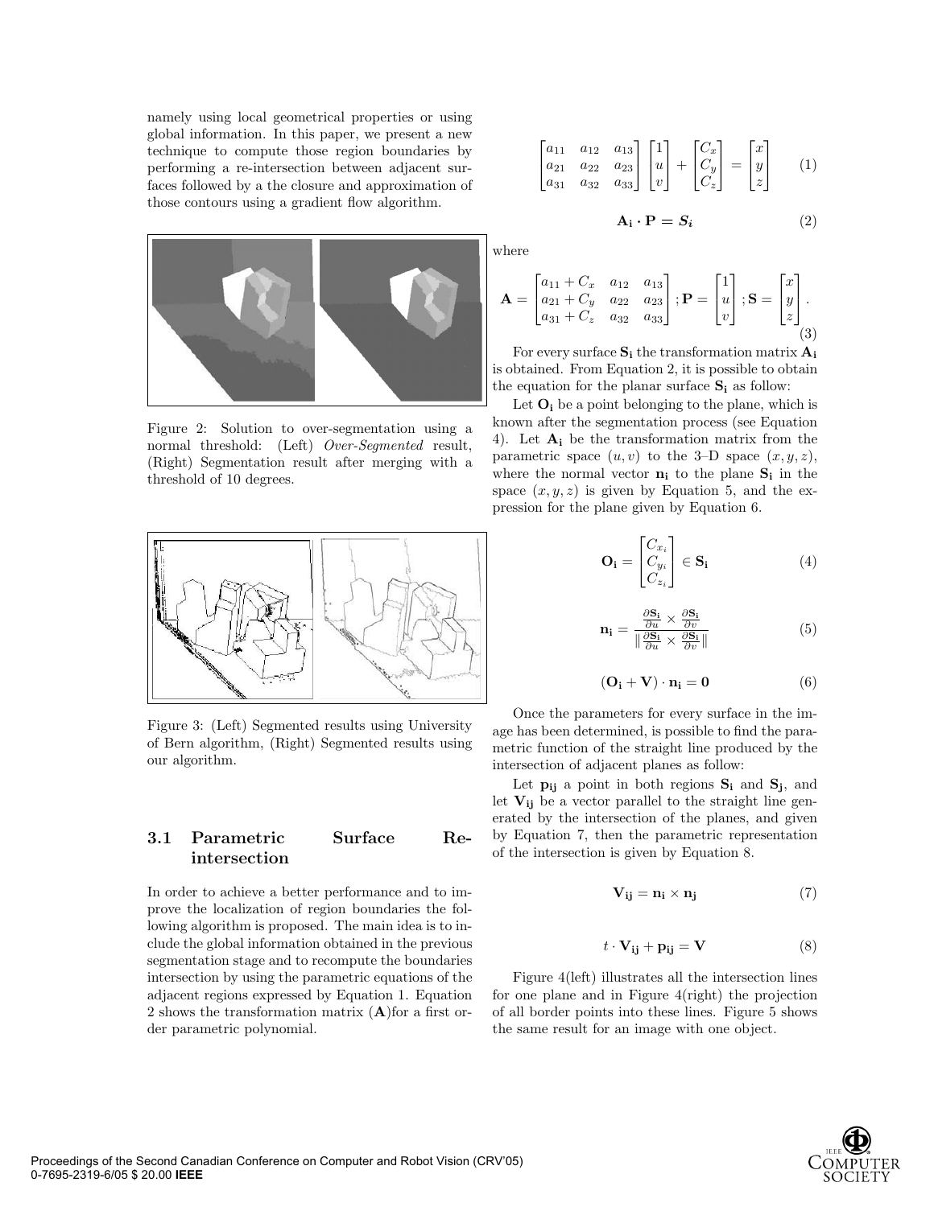namely using local geometrical properties or using global information. In this paper, we present a new technique to compute those region boundaries by performing a re-intersection between adjacent surfaces followed by a the closure and approximation of those contours using a gradient flow algorithm.

Figure 2: Solution to over-segmentation using a normal threshold: (Left) *Over-Segmented* result, (Right) Segmentation result after merging with a threshold of 10 degrees.

Figure 3: (Left) Segmented results using University of Bern algorithm, (Right) Segmented results using our algorithm.

### 3.1 Parametric Surface Re-intersection

In order to achieve a better performance and to improve the localization of region boundaries the following algorithm is proposed. The main idea is to include the global information obtained in the previous segmentation stage and to recompute the boundaries intersection by using the parametric equations of the adjacent regions expressed by Equation 1. Equation 2 shows the transformation matrix ($\mathbf{A}$)for a first order parametric polynomial.

$$\begin{bmatrix} a_{11} & a_{12} & a_{13} \\ a_{21} & a_{22} & a_{23} \\ a_{31} & a_{32} & a_{33} \end{bmatrix} \begin{bmatrix} 1 \\ u \\ v \end{bmatrix} + \begin{bmatrix} C_x \\ C_y \\ C_z \end{bmatrix} = \begin{bmatrix} x \\ y \\ z \end{bmatrix} \tag{1}$$

$$\mathbf{A_i} \cdot \mathbf{P} = \boldsymbol{S_i} \tag{2}$$

where

$$\mathbf{A} = \begin{bmatrix} a_{11} + C_x & a_{12} & a_{13} \\ a_{21} + C_y & a_{22} & a_{23} \\ a_{31} + C_z & a_{32} & a_{33} \end{bmatrix} ; \mathbf{P} = \begin{bmatrix} 1 \\ u \\ v \end{bmatrix} ; \mathbf{S} = \begin{bmatrix} x \\ y \\ z \end{bmatrix}. \tag{3}$$

For every surface $\mathbf{S_i}$ the transformation matrix $\mathbf{A_i}$ is obtained. From Equation 2, it is possible to obtain the equation for the planar surface $\mathbf{S_i}$ as follow:

Let $\mathbf{O_i}$ be a point belonging to the plane, which is known after the segmentation process (see Equation 4). Let $\mathbf{A_i}$ be the transformation matrix from the parametric space $(u, v)$ to the 3–D space $(x, y, z)$, where the normal vector $\mathbf{n_i}$ to the plane $\mathbf{S_i}$ in the space $(x, y, z)$ is given by Equation 5, and the expression for the plane given by Equation 6.

$$\mathbf{O_i} = \begin{bmatrix} C_{x_i} \\ C_{y_i} \\ C_{z_i} \end{bmatrix} \in \mathbf{S_i} \tag{4}$$

$$\mathbf{n_i} = \frac{\frac{\partial \mathbf{S_i}}{\partial u} \times \frac{\partial \mathbf{S_i}}{\partial v}}{\| \frac{\partial \mathbf{S_i}}{\partial u} \times \frac{\partial \mathbf{S_i}}{\partial v} \|} \tag{5}$$

$$(\mathbf{O_i} + \mathbf{V}) \cdot \mathbf{n_i} = \mathbf{0} \tag{6}$$

Once the parameters for every surface in the image has been determined, is possible to find the parametric function of the straight line produced by the intersection of adjacent planes as follow:

Let $\mathbf{p_{ij}}$ a point in both regions $\mathbf{S_i}$ and $\mathbf{S_j}$, and let $\mathbf{V_{ij}}$ be a vector parallel to the straight line generated by the intersection of the planes, and given by Equation 7, then the parametric representation of the intersection is given by Equation 8.

$$\mathbf{V_{ij}} = \mathbf{n_i} \times \mathbf{n_j} \tag{7}$$

$$t \cdot \mathbf{V_{ij}} + \mathbf{p_{ij}} = \mathbf{V} \tag{8}$$

Figure 4(left) illustrates all the intersection lines for one plane and in Figure 4(right) the projection of all border points into these lines. Figure 5 shows the same result for an image with one object.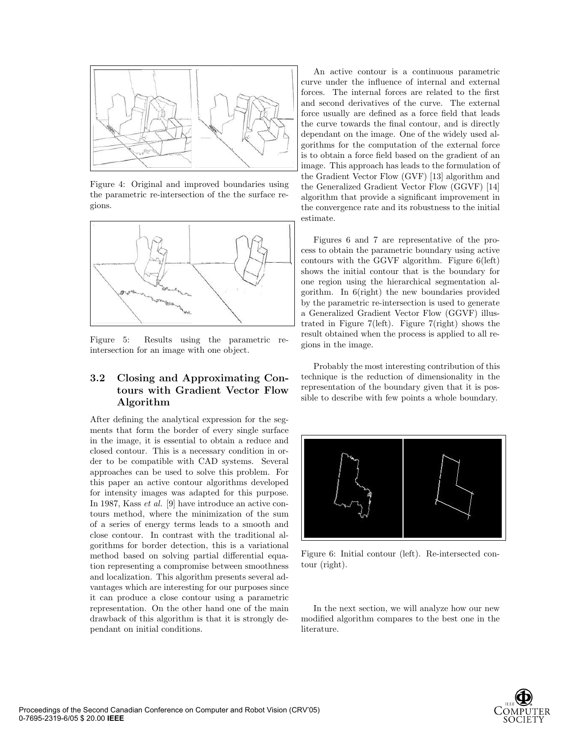Figure 4: Original and improved boundaries using the parametric re-intersection of the the surface regions.

Figure 5: Results using the parametric re-intersection for an image with one object.

### 3.2 Closing and Approximating Contours with Gradient Vector Flow Algorithm

After defining the analytical expression for the segments that form the border of every single surface in the image, it is essential to obtain a reduce and closed contour. This is a necessary condition in order to be compatible with CAD systems. Several approaches can be used to solve this problem. For this paper an active contour algorithms developed for intensity images was adapted for this purpose. In 1987, Kass *et al.* [9] have introduce an active contours method, where the minimization of the sum of a series of energy terms leads to a smooth and close contour. In contrast with the traditional algorithms for border detection, this is a variational method based on solving partial differential equation representing a compromise between smoothness and localization. This algorithm presents several advantages which are interesting for our purposes since it can produce a close contour using a parametric representation. On the other hand one of the main drawback of this algorithm is that it is strongly dependant on initial conditions.

An active contour is a continuous parametric curve under the influence of internal and external forces. The internal forces are related to the first and second derivatives of the curve. The external force usually are defined as a force field that leads the curve towards the final contour, and is directly dependant on the image. One of the widely used algorithms for the computation of the external force is to obtain a force field based on the gradient of an image. This approach has leads to the formulation of the Gradient Vector Flow (GVF) [13] algorithm and the Generalized Gradient Vector Flow (GGVF) [14] algorithm that provide a significant improvement in the convergence rate and its robustness to the initial estimate.

Figures 6 and 7 are representative of the process to obtain the parametric boundary using active contours with the GGVF algorithm. Figure 6(left) shows the initial contour that is the boundary for one region using the hierarchical segmentation algorithm. In 6(right) the new boundaries provided by the parametric re-intersection is used to generate a Generalized Gradient Vector Flow (GGVF) illustrated in Figure 7(left). Figure 7(right) shows the result obtained when the process is applied to all regions in the image.

Probably the most interesting contribution of this technique is the reduction of dimensionality in the representation of the boundary given that it is possible to describe with few points a whole boundary.

Figure 6: Initial contour (left). Re-intersected contour (right).

In the next section, we will analyze how our new modified algorithm compares to the best one in the literature.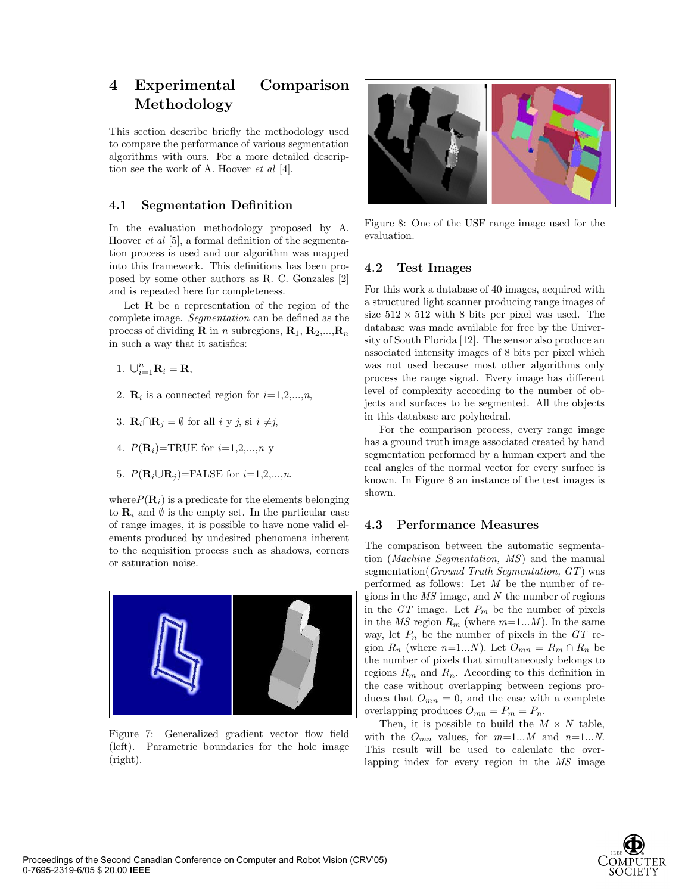## 4 Experimental Comparison Methodology

This section describe briefly the methodology used to compare the performance of various segmentation algorithms with ours. For a more detailed description see the work of A. Hoover *et al* [4].

### 4.1 Segmentation Definition

In the evaluation methodology proposed by A. Hoover *et al* [5], a formal definition of the segmentation process is used and our algorithm was mapped into this framework. This definitions has been proposed by some other authors as R. C. Gonzales [2] and is repeated here for completeness.

Let $\mathbf{R}$ be a representation of the region of the complete image. *Segmentation* can be defined as the process of dividing $\mathbf{R}$ in $n$ subregions, $\mathbf{R}_1$, $\mathbf{R}_2$,...,$\mathbf{R}_n$ in such a way that it satisfies:

1. $\cup_{i=1}^{n}\mathbf{R}_i = \mathbf{R}$,
2. $\mathbf{R}_i$ is a connected region for $i$=1,2,...,$n$,
3. $\mathbf{R}_i \cap \mathbf{R}_j = \emptyset$ for all $i$ y $j$, si $i \neq j$,
4. $P(\mathbf{R}_i)$=TRUE for $i$=1,2,...,$n$ y
5. $P(\mathbf{R}_i \cup \mathbf{R}_j)$=FALSE for $i$=1,2,...,$n$.

where $P(\mathbf{R}_i)$ is a predicate for the elements belonging to $\mathbf{R}_i$ and $\emptyset$ is the empty set. In the particular case of range images, it is possible to have none valid elements produced by undesired phenomena inherent to the acquisition process such as shadows, corners or saturation noise.

Figure 7: Generalized gradient vector flow field (left). Parametric boundaries for the hole image (right).

Figure 8: One of the USF range image used for the evaluation.

### 4.2 Test Images

For this work a database of 40 images, acquired with a structured light scanner producing range images of size 512 × 512 with 8 bits per pixel was used. The database was made available for free by the University of South Florida [12]. The sensor also produce an associated intensity images of 8 bits per pixel which was not used because most other algorithms only process the range signal. Every image has different level of complexity according to the number of objects and surfaces to be segmented. All the objects in this database are polyhedral.

For the comparison process, every range image has a ground truth image associated created by hand segmentation performed by a human expert and the real angles of the normal vector for every surface is known. In Figure 8 an instance of the test images is shown.

### 4.3 Performance Measures

The comparison between the automatic segmentation (*Machine Segmentation, MS*) and the manual segmentation(*Ground Truth Segmentation, GT*) was performed as follows: Let $M$ be the number of regions in the *MS* image, and $N$ the number of regions in the *GT* image. Let $P_m$ be the number of pixels in the *MS* region $R_m$ (where $m$=1...$M$). In the same way, let $P_n$ be the number of pixels in the *GT* region $R_n$ (where $n$=1...$N$). Let $O_{mn} = R_m \cap R_n$ be the number of pixels that simultaneously belongs to regions $R_m$ and $R_n$. According to this definition in the case without overlapping between regions produces that $O_{mn} = 0$, and the case with a complete overlapping produces $O_{mn} = P_m = P_n$.

Then, it is possible to build the $M \times N$ table, with the $O_{mn}$ values, for $m$=1...$M$ and $n$=1...$N$. This result will be used to calculate the overlapping index for every region in the *MS* image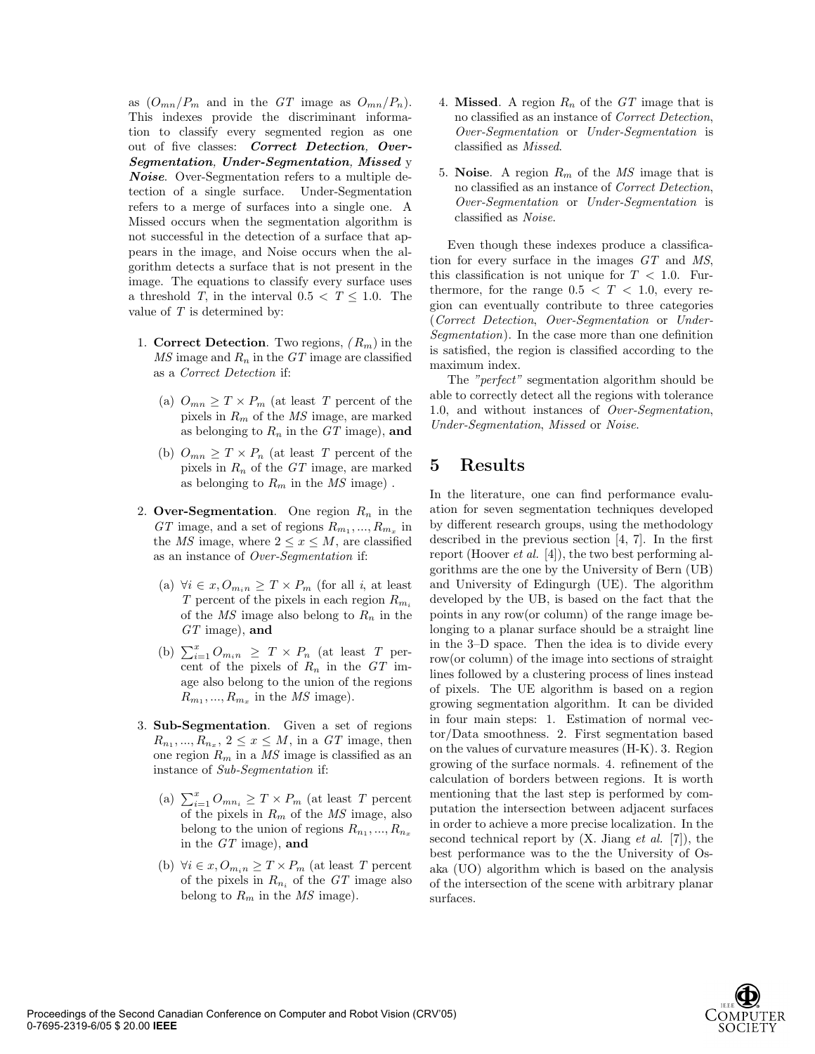as ($O_{mn}/P_m$ and in the $GT$ image as $O_{mn}/P_n$). This indexes provide the discriminant information to classify every segmented region as one out of five classes: ***Correct Detection*, *Over-Segmentation*, *Under-Segmentation*, *Missed*** y ***Noise***. Over-Segmentation refers to a multiple detection of a single surface. Under-Segmentation refers to a merge of surfaces into a single one. A Missed occurs when the segmentation algorithm is not successful in the detection of a surface that appears in the image, and Noise occurs when the algorithm detects a surface that is not present in the image. The equations to classify every surface uses a threshold $T$, in the interval $0.5 < T \leq 1.0$. The value of $T$ is determined by:

1. **Correct Detection**. Two regions, $(R_m)$ in the *MS* image and $R_n$ in the $GT$ image are classified as a *Correct Detection* if:

   (a) $O_{mn} \geq T \times P_m$ (at least $T$ percent of the pixels in $R_m$ of the *MS* image, are marked as belonging to $R_n$ in the $GT$ image), **and**

   (b) $O_{mn} \geq T \times P_n$ (at least $T$ percent of the pixels in $R_n$ of the $GT$ image, are marked as belonging to $R_m$ in the *MS* image) .

2. **Over-Segmentation**. One region $R_n$ in the $GT$ image, and a set of regions $R_{m_1}, ..., R_{m_x}$ in the *MS* image, where $2 \leq x \leq M$, are classified as an instance of *Over-Segmentation* if:

   (a) $\forall i \in x, O_{m_i n} \geq T \times P_m$ (for all $i$, at least $T$ percent of the pixels in each region $R_{m_i}$ of the *MS* image also belong to $R_n$ in the $GT$ image), **and**

   (b) $\sum_{i=1}^{x} O_{m_i n} \geq T \times P_n$ (at least $T$ percent of the pixels of $R_n$ in the $GT$ image also belong to the union of the regions $R_{m_1}, ..., R_{m_x}$ in the *MS* image).

3. **Sub-Segmentation**. Given a set of regions $R_{n_1}, ..., R_{n_x}$, $2 \leq x \leq M$, in a $GT$ image, then one region $R_m$ in a *MS* image is classified as an instance of *Sub-Segmentation* if:

   (a) $\sum_{i=1}^{x} O_{mn_i} \geq T \times P_m$ (at least $T$ percent of the pixels in $R_m$ of the *MS* image, also belong to the union of regions $R_{n_1}, ..., R_{n_x}$ in the $GT$ image), **and**

   (b) $\forall i \in x, O_{m_i n} \geq T \times P_m$ (at least $T$ percent of the pixels in $R_{n_i}$ of the $GT$ image also belong to $R_m$ in the *MS* image).

4. **Missed**. A region $R_n$ of the $GT$ image that is no classified as an instance of *Correct Detection*, *Over-Segmentation* or *Under-Segmentation* is classified as *Missed*.

5. **Noise**. A region $R_m$ of the *MS* image that is no classified as an instance of *Correct Detection*, *Over-Segmentation* or *Under-Segmentation* is classified as *Noise*.

Even though these indexes produce a classification for every surface in the images $GT$ and *MS*, this classification is not unique for $T < 1.0$. Furthermore, for the range $0.5 < T < 1.0$, every region can eventually contribute to three categories (*Correct Detection*, *Over-Segmentation* or *Under-Segmentation*). In the case more than one definition is satisfied, the region is classified according to the maximum index.

The *"perfect"* segmentation algorithm should be able to correctly detect all the regions with tolerance 1.0, and without instances of *Over-Segmentation*, *Under-Segmentation*, *Missed* or *Noise*.

# 5 Results

In the literature, one can find performance evaluation for seven segmentation techniques developed by different research groups, using the methodology described in the previous section [4, 7]. In the first report (Hoover *et al.* [4]), the two best performing algorithms are the one by the University of Bern (UB) and University of Edingurgh (UE). The algorithm developed by the UB, is based on the fact that the points in any row(or column) of the range image belonging to a planar surface should be a straight line in the 3–D space. Then the idea is to divide every row(or column) of the image into sections of straight lines followed by a clustering process of lines instead of pixels. The UE algorithm is based on a region growing segmentation algorithm. It can be divided in four main steps: 1. Estimation of normal vector/Data smoothness. 2. First segmentation based on the values of curvature measures (H-K). 3. Region growing of the surface normals. 4. refinement of the calculation of borders between regions. It is worth mentioning that the last step is performed by computation the intersection between adjacent surfaces in order to achieve a more precise localization. In the second technical report by (X. Jiang *et al.* [7]), the best performance was to the the University of Osaka (UO) algorithm which is based on the analysis of the intersection of the scene with arbitrary planar surfaces.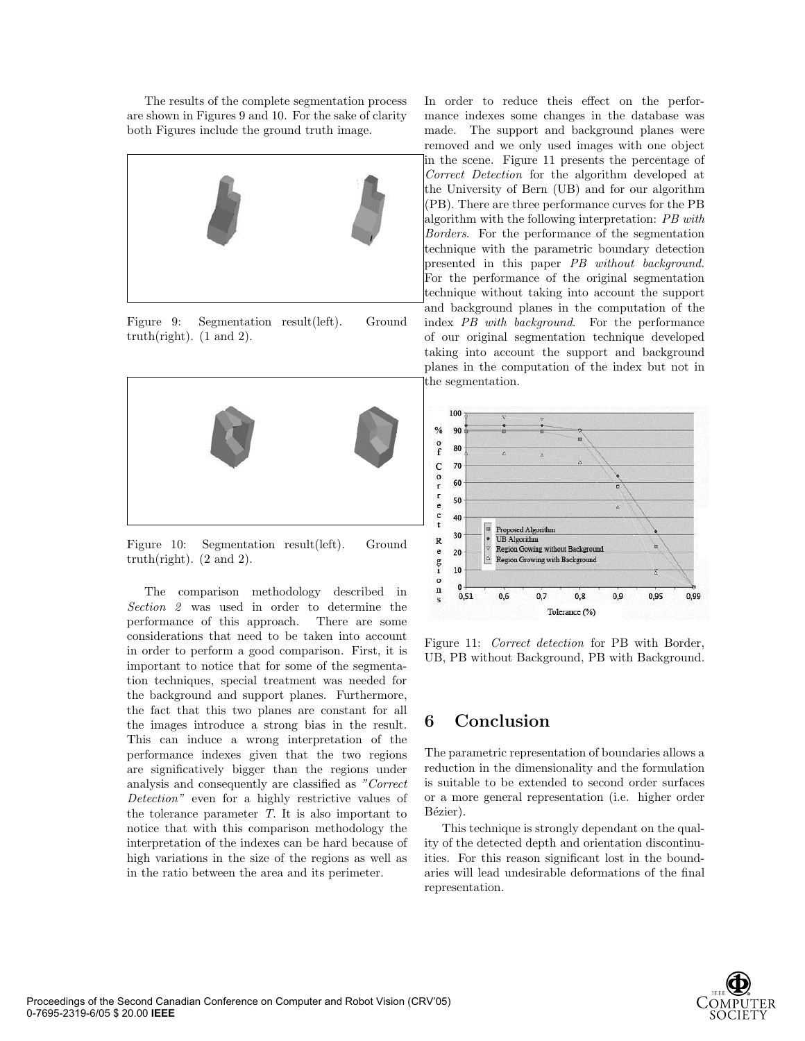The results of the complete segmentation process are shown in Figures 9 and 10. For the sake of clarity both Figures include the ground truth image.

Figure 9: Segmentation result(left). Ground truth(right). (1 and 2).

Figure 10: Segmentation result(left). Ground truth(right). (2 and 2).

The comparison methodology described in *Section 2* was used in order to determine the performance of this approach. There are some considerations that need to be taken into account in order to perform a good comparison. First, it is important to notice that for some of the segmentation techniques, special treatment was needed for the background and support planes. Furthermore, the fact that this two planes are constant for all the images introduce a strong bias in the result. This can induce a wrong interpretation of the performance indexes given that the two regions are significatively bigger than the regions under analysis and consequently are classified as *"Correct Detection"* even for a highly restrictive values of the tolerance parameter $T$. It is also important to notice that with this comparison methodology the interpretation of the indexes can be hard because of high variations in the size of the regions as well as in the ratio between the area and its perimeter.

In order to reduce theis effect on the performance indexes some changes in the database was made. The support and background planes were removed and we only used images with one object in the scene. Figure 11 presents the percentage of *Correct Detection* for the algorithm developed at the University of Bern (UB) and for our algorithm (PB). There are three performance curves for the PB algorithm with the following interpretation: *PB with Borders*. For the performance of the segmentation technique with the parametric boundary detection presented in this paper *PB without background*. For the performance of the original segmentation technique without taking into account the support and background planes in the computation of the index *PB with background*. For the performance of our original segmentation technique developed taking into account the support and background planes in the computation of the index but not in the segmentation.

Figure 11: *Correct detection* for PB with Border, UB, PB without Background, PB with Background.

## 6 Conclusion

The parametric representation of boundaries allows a reduction in the dimensionality and the formulation is suitable to be extended to second order surfaces or a more general representation (i.e. higher order Bézier).

This technique is strongly dependant on the quality of the detected depth and orientation discontinuities. For this reason significant lost in the boundaries will lead undesirable deformations of the final representation.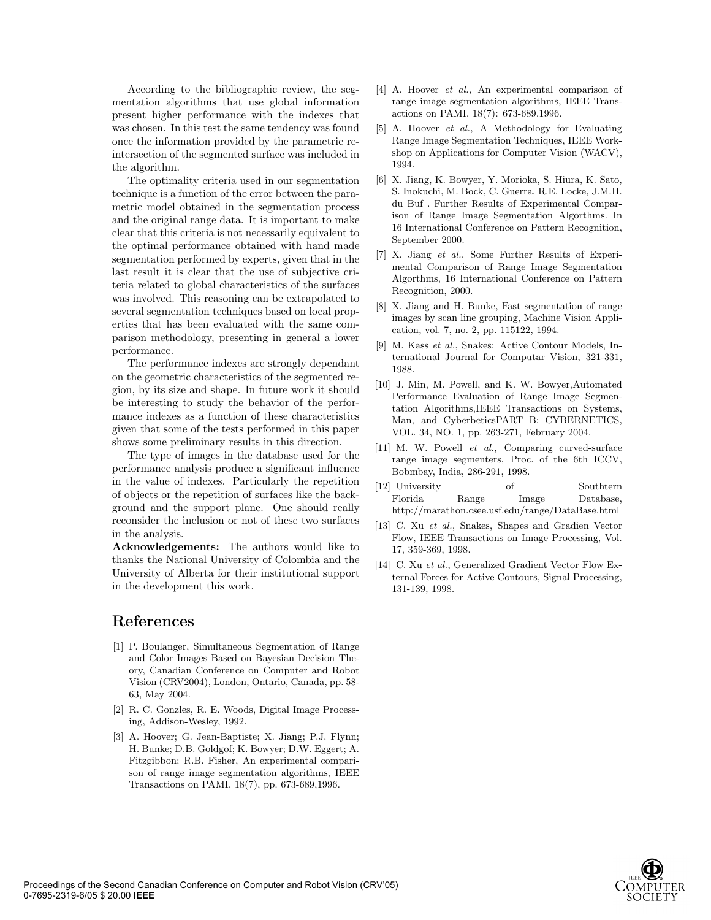According to the bibliographic review, the segmentation algorithms that use global information present higher performance with the indexes that was chosen. In this test the same tendency was found once the information provided by the parametric reintersection of the segmented surface was included in the algorithm.

The optimality criteria used in our segmentation technique is a function of the error between the parametric model obtained in the segmentation process and the original range data. It is important to make clear that this criteria is not necessarily equivalent to the optimal performance obtained with hand made segmentation performed by experts, given that in the last result it is clear that the use of subjective criteria related to global characteristics of the surfaces was involved. This reasoning can be extrapolated to several segmentation techniques based on local properties that has been evaluated with the same comparison methodology, presenting in general a lower performance.

The performance indexes are strongly dependant on the geometric characteristics of the segmented region, by its size and shape. In future work it should be interesting to study the behavior of the performance indexes as a function of these characteristics given that some of the tests performed in this paper shows some preliminary results in this direction.

The type of images in the database used for the performance analysis produce a significant influence in the value of indexes. Particularly the repetition of objects or the repetition of surfaces like the background and the support plane. One should really reconsider the inclusion or not of these two surfaces in the analysis.

**Acknowledgements:** The authors would like to thanks the National University of Colombia and the University of Alberta for their institutional support in the development this work.

## References

[1] P. Boulanger, Simultaneous Segmentation of Range and Color Images Based on Bayesian Decision Theory, Canadian Conference on Computer and Robot Vision (CRV2004), London, Ontario, Canada, pp. 58-63, May 2004.

[2] R. C. Gonzles, R. E. Woods, Digital Image Processing, Addison-Wesley, 1992.

[3] A. Hoover; G. Jean-Baptiste; X. Jiang; P.J. Flynn; H. Bunke; D.B. Goldgof; K. Bowyer; D.W. Eggert; A. Fitzgibbon; R.B. Fisher, An experimental comparison of range image segmentation algorithms, IEEE Transactions on PAMI, 18(7), pp. 673-689,1996.

[4] A. Hoover *et al.*, An experimental comparison of range image segmentation algorithms, IEEE Transactions on PAMI, 18(7): 673-689,1996.

[5] A. Hoover *et al.*, A Methodology for Evaluating Range Image Segmentation Techniques, IEEE Workshop on Applications for Computer Vision (WACV), 1994.

[6] X. Jiang, K. Bowyer, Y. Morioka, S. Hiura, K. Sato, S. Inokuchi, M. Bock, C. Guerra, R.E. Locke, J.M.H. du Buf . Further Results of Experimental Comparison of Range Image Segmentation Algorthms. In 16 International Conference on Pattern Recognition, September 2000.

[7] X. Jiang *et al.*, Some Further Results of Experimental Comparison of Range Image Segmentation Algorthms, 16 International Conference on Pattern Recognition, 2000.

[8] X. Jiang and H. Bunke, Fast segmentation of range images by scan line grouping, Machine Vision Application, vol. 7, no. 2, pp. 115122, 1994.

[9] M. Kass *et al.*, Snakes: Active Contour Models, International Journal for Computar Vision, 321-331, 1988.

[10] J. Min, M. Powell, and K. W. Bowyer,Automated Performance Evaluation of Range Image Segmentation Algorithms,IEEE Transactions on Systems, Man, and CyberbeticsPART B: CYBERNETICS, VOL. 34, NO. 1, pp. 263-271, February 2004.

[11] M. W. Powell *et al.*, Comparing curved-surface range image segmenters, Proc. of the 6th ICCV, Bobmbay, India, 286-291, 1998.

[12] University of Southtern Florida Range Image Database, http://marathon.csee.usf.edu/range/DataBase.html

[13] C. Xu *et al.*, Snakes, Shapes and Gradien Vector Flow, IEEE Transactions on Image Processing, Vol. 17, 359-369, 1998.

[14] C. Xu *et al.*, Generalized Gradient Vector Flow External Forces for Active Contours, Signal Processing, 131-139, 1998.